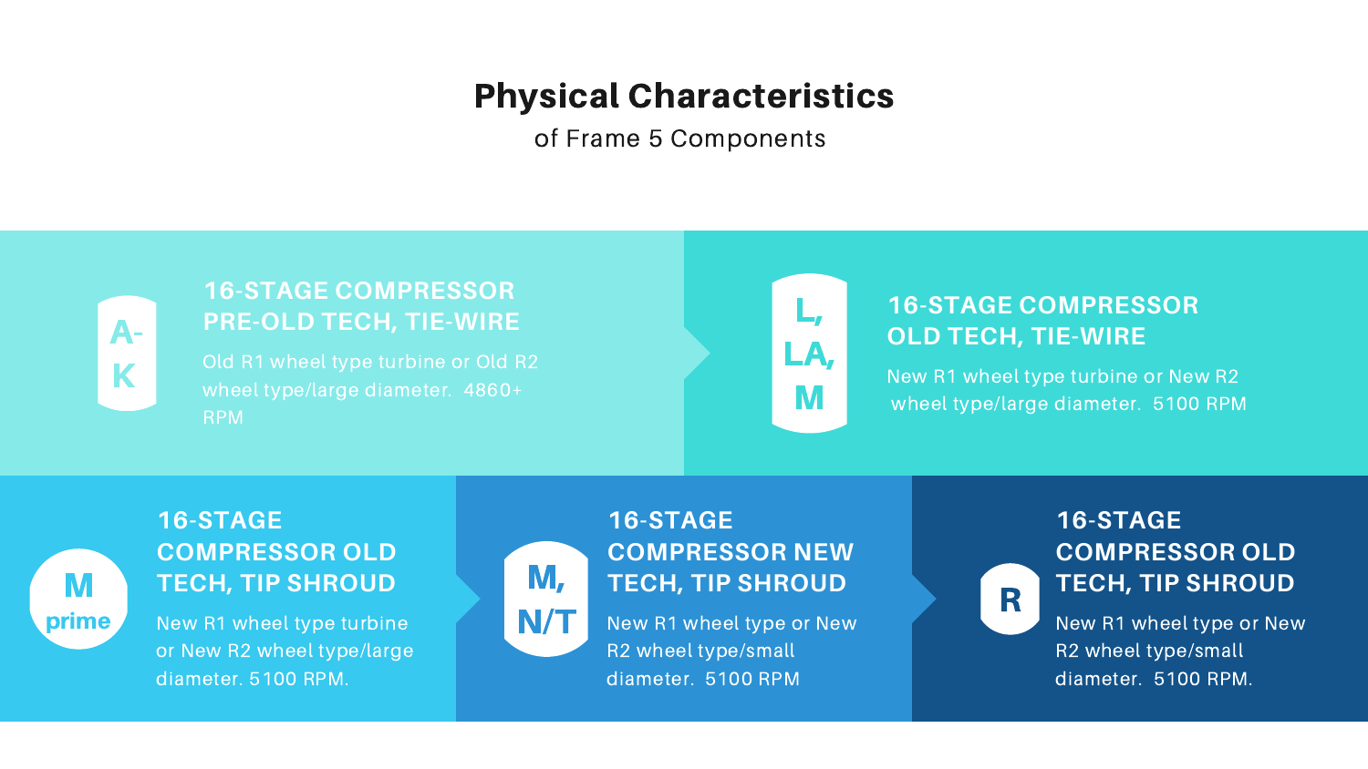# Physical Characteristics

of Frame 5 Components

## A-K

### 16-STAGE COMPRESSOR PRE-OLD TECH, TIE-WIRE

Old R1 wheel type turbine or Old R2 wheel type/large diameter. 4860+ RPM

## L, LA, M

### 16-STAGE COMPRESSOR OLD TECH, TIE-WIRE

New R1 wheel type turbine or New R2 wheel type/large diameter. 5100 RPM

## M prime

### 16-STAGE COMPRESSOR OLD TECH, TIP SHROUD

New R1 wheel type turbine or New R2 wheel type/large diameter. 5100 RPM.

## M, N/T

### 16-STAGE COMPRESSOR NEW TECH, TIP SHROUD

New R1 wheel type or New R2 wheel type/small diameter. 5100 RPM

## R

### 16-STAGE COMPRESSOR OLD TECH, TIP SHROUD

New R1 wheel type or New R2 wheel type/small diameter. 5100 RPM.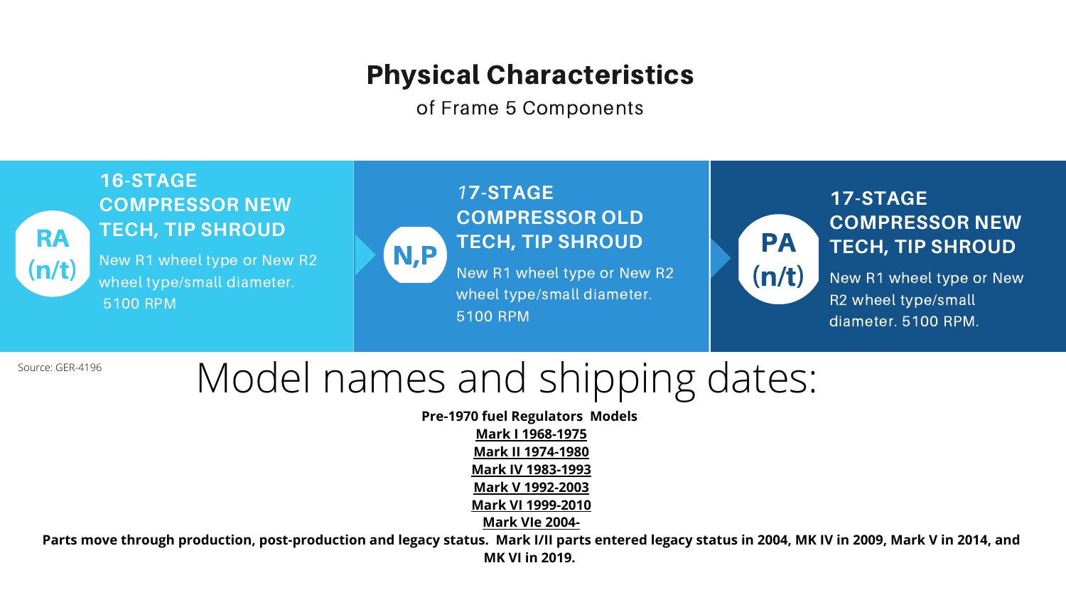# Physical Characteristics

of Frame 5 Components

**RA (n/t)**

### 16-STAGE COMPRESSOR NEW TECH, TIP SHROUD

New R1 wheel type or New R2 wheel type/small diameter. 5100 RPM

**N,P**

### 17-STAGE COMPRESSOR OLD TECH, TIP SHROUD

New R1 wheel type or New R2 wheel type/small diameter. 5100 RPM

**PA (n/t)**

### 17-STAGE COMPRESSOR NEW TECH, TIP SHROUD

New R1 wheel type or New R2 wheel type/small diameter. 5100 RPM.

Source: GER-4196

# Model names and shipping dates:

**Pre-1970 fuel Regulators Models**

**Mark I 1968-1975**

**Mark II 1974-1980**

**Mark IV 1983-1993**

**Mark V 1992-2003**

**Mark VI 1999-2010**

**Mark VIe 2004-**

**Parts move through production, post-production and legacy status. Mark I/II parts entered legacy status in 2004, MK IV in 2009, Mark V in 2014, and MK VI in 2019.**